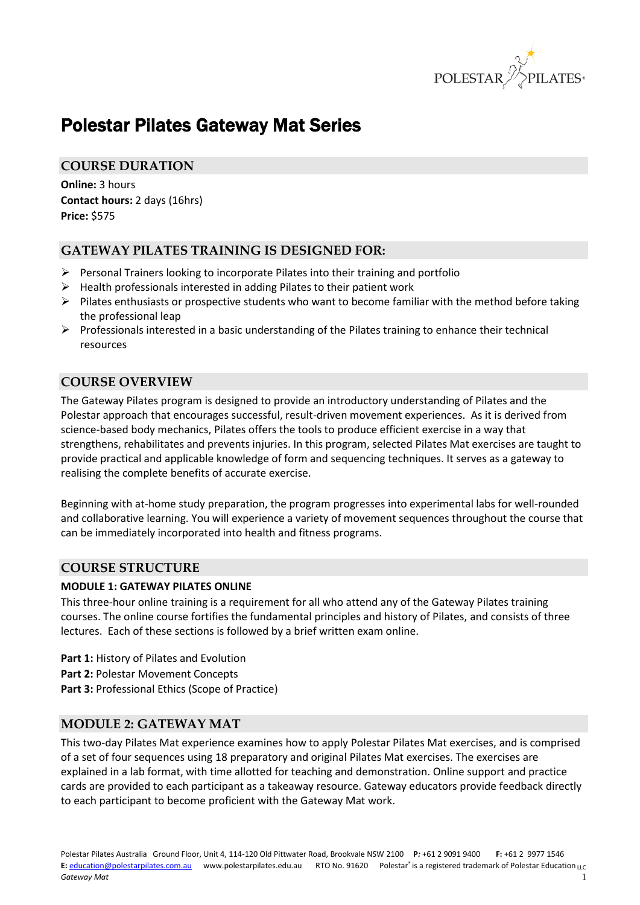# Polestar Pilates Gateway Mat Series

## COURSE DURATION

**Online:** 3 hours
**Contact hours:** 2 days (16hrs)
**Price:** $575

## GATEWAY PILATES TRAINING IS DESIGNED FOR:

- Personal Trainers looking to incorporate Pilates into their training and portfolio
- Health professionals interested in adding Pilates to their patient work
- Pilates enthusiasts or prospective students who want to become familiar with the method before taking the professional leap
- Professionals interested in a basic understanding of the Pilates training to enhance their technical resources

## COURSE OVERVIEW

The Gateway Pilates program is designed to provide an introductory understanding of Pilates and the Polestar approach that encourages successful, result-driven movement experiences. As it is derived from science-based body mechanics, Pilates offers the tools to produce efficient exercise in a way that strengthens, rehabilitates and prevents injuries. In this program, selected Pilates Mat exercises are taught to provide practical and applicable knowledge of form and sequencing techniques. It serves as a gateway to realising the complete benefits of accurate exercise.

Beginning with at-home study preparation, the program progresses into experimental labs for well-rounded and collaborative learning. You will experience a variety of movement sequences throughout the course that can be immediately incorporated into health and fitness programs.

## COURSE STRUCTURE

**MODULE 1: GATEWAY PILATES ONLINE**

This three-hour online training is a requirement for all who attend any of the Gateway Pilates training courses. The online course fortifies the fundamental principles and history of Pilates, and consists of three lectures. Each of these sections is followed by a brief written exam online.

**Part 1:** History of Pilates and Evolution
**Part 2:** Polestar Movement Concepts
**Part 3:** Professional Ethics (Scope of Practice)

## MODULE 2: GATEWAY MAT

This two-day Pilates Mat experience examines how to apply Polestar Pilates Mat exercises, and is comprised of a set of four sequences using 18 preparatory and original Pilates Mat exercises. The exercises are explained in a lab format, with time allotted for teaching and demonstration. Online support and practice cards are provided to each participant as a takeaway resource. Gateway educators provide feedback directly to each participant to become proficient with the Gateway Mat work.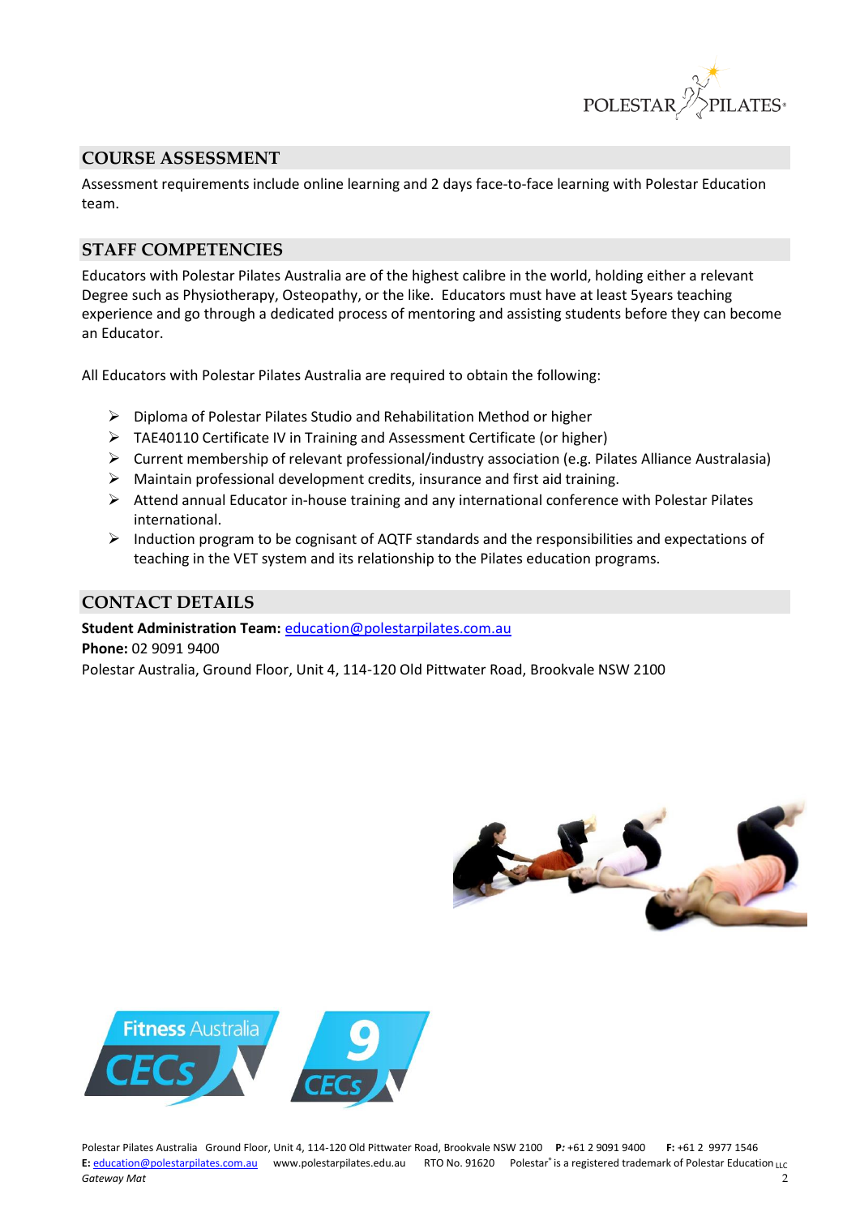## COURSE ASSESSMENT

Assessment requirements include online learning and 2 days face-to-face learning with Polestar Education team.

## STAFF COMPETENCIES

Educators with Polestar Pilates Australia are of the highest calibre in the world, holding either a relevant Degree such as Physiotherapy, Osteopathy, or the like. Educators must have at least 5years teaching experience and go through a dedicated process of mentoring and assisting students before they can become an Educator.

All Educators with Polestar Pilates Australia are required to obtain the following:

- Diploma of Polestar Pilates Studio and Rehabilitation Method or higher
- TAE40110 Certificate IV in Training and Assessment Certificate (or higher)
- Current membership of relevant professional/industry association (e.g. Pilates Alliance Australasia)
- Maintain professional development credits, insurance and first aid training.
- Attend annual Educator in-house training and any international conference with Polestar Pilates international.
- Induction program to be cognisant of AQTF standards and the responsibilities and expectations of teaching in the VET system and its relationship to the Pilates education programs.

## CONTACT DETAILS

**Student Administration Team:** education@polestarpilates.com.au
**Phone:** 02 9091 9400
Polestar Australia, Ground Floor, Unit 4, 114-120 Old Pittwater Road, Brookvale NSW 2100

Fitness Australia CECs

9 CECs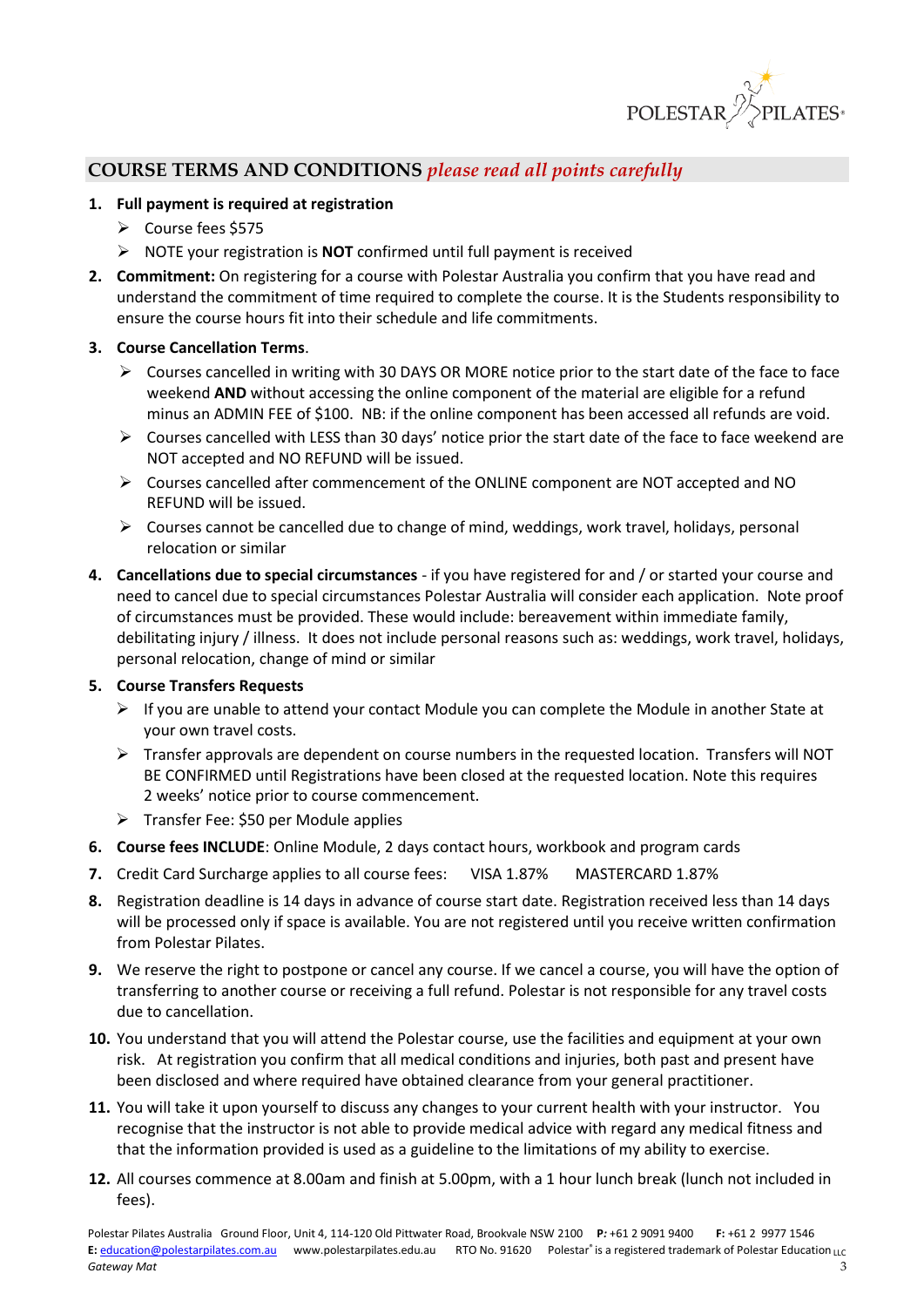## COURSE TERMS AND CONDITIONS *please read all points carefully*

1. **Full payment is required at registration**
   - Course fees $575
   - NOTE your registration is **NOT** confirmed until full payment is received
2. **Commitment:** On registering for a course with Polestar Australia you confirm that you have read and understand the commitment of time required to complete the course. It is the Students responsibility to ensure the course hours fit into their schedule and life commitments.
3. **Course Cancellation Terms**.
   - Courses cancelled in writing with 30 DAYS OR MORE notice prior to the start date of the face to face weekend **AND** without accessing the online component of the material are eligible for a refund minus an ADMIN FEE of $100. NB: if the online component has been accessed all refunds are void.
   - Courses cancelled with LESS than 30 days' notice prior the start date of the face to face weekend are NOT accepted and NO REFUND will be issued.
   - Courses cancelled after commencement of the ONLINE component are NOT accepted and NO REFUND will be issued.
   - Courses cannot be cancelled due to change of mind, weddings, work travel, holidays, personal relocation or similar
4. **Cancellations due to special circumstances** - if you have registered for and / or started your course and need to cancel due to special circumstances Polestar Australia will consider each application. Note proof of circumstances must be provided. These would include: bereavement within immediate family, debilitating injury / illness. It does not include personal reasons such as: weddings, work travel, holidays, personal relocation, change of mind or similar
5. **Course Transfers Requests**
   - If you are unable to attend your contact Module you can complete the Module in another State at your own travel costs.
   - Transfer approvals are dependent on course numbers in the requested location. Transfers will NOT BE CONFIRMED until Registrations have been closed at the requested location. Note this requires 2 weeks' notice prior to course commencement.
   - Transfer Fee: $50 per Module applies
6. **Course fees INCLUDE**: Online Module, 2 days contact hours, workbook and program cards
7. Credit Card Surcharge applies to all course fees: VISA 1.87% MASTERCARD 1.87%
8. Registration deadline is 14 days in advance of course start date. Registration received less than 14 days will be processed only if space is available. You are not registered until you receive written confirmation from Polestar Pilates.
9. We reserve the right to postpone or cancel any course. If we cancel a course, you will have the option of transferring to another course or receiving a full refund. Polestar is not responsible for any travel costs due to cancellation.
10. You understand that you will attend the Polestar course, use the facilities and equipment at your own risk. At registration you confirm that all medical conditions and injuries, both past and present have been disclosed and where required have obtained clearance from your general practitioner.
11. You will take it upon yourself to discuss any changes to your current health with your instructor. You recognise that the instructor is not able to provide medical advice with regard any medical fitness and that the information provided is used as a guideline to the limitations of my ability to exercise.
12. All courses commence at 8.00am and finish at 5.00pm, with a 1 hour lunch break (lunch not included in fees).

Polestar Pilates Australia Ground Floor, Unit 4, 114-120 Old Pittwater Road, Brookvale NSW 2100 **P:** +61 2 9091 9400 **F:** +61 2 9977 1546
**E:** education@polestarpilates.com.au www.polestarpilates.edu.au RTO No. 91620 Polestar® is a registered trademark of Polestar Education LLC
*Gateway Mat*